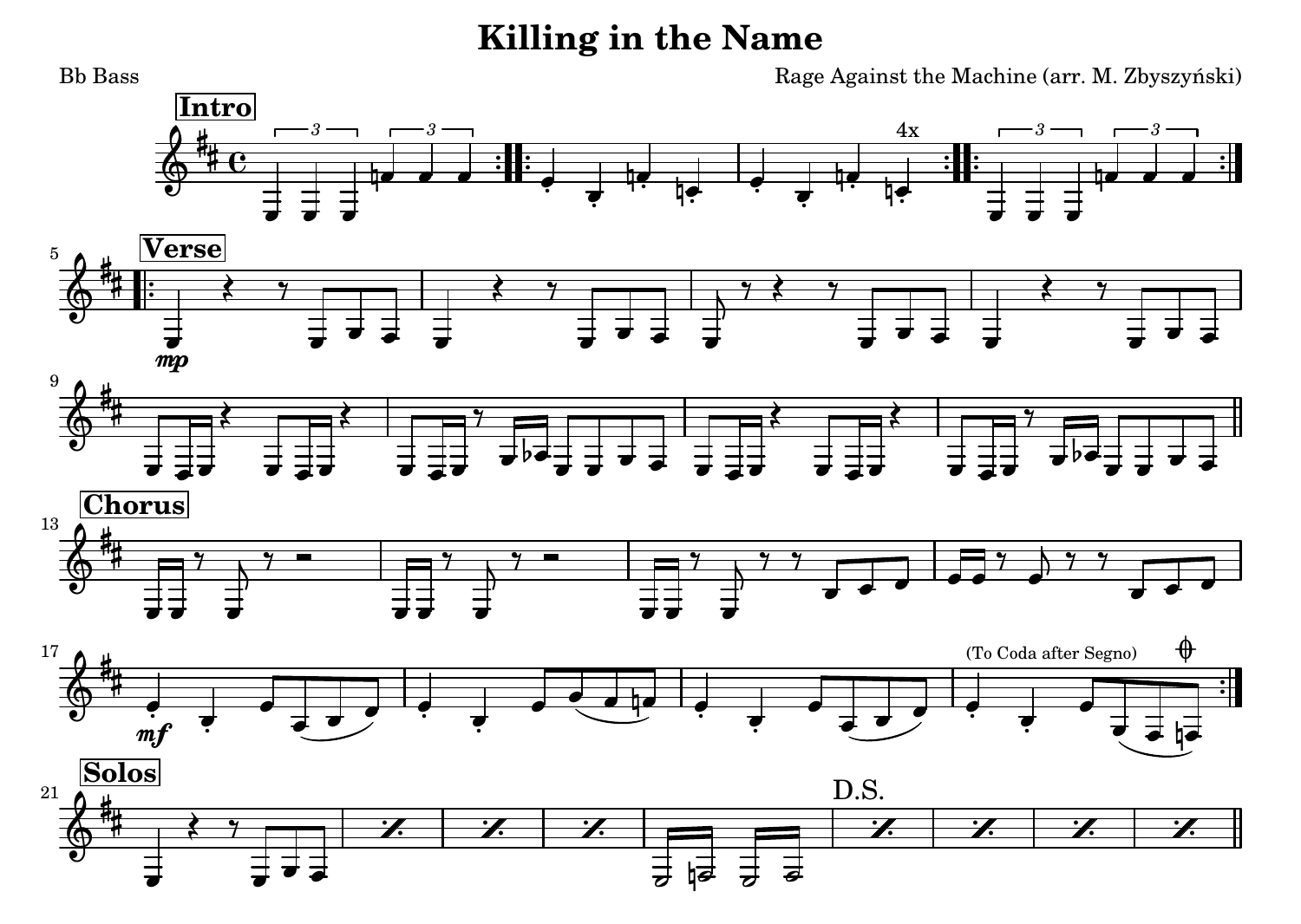# Killing in the Name

Bb Bass

Rage Against the Machine (arr. M. Zbyszyński)

**Intro**

4x

**Verse**

*mp*

**Chorus**

*mf*

(To Coda after Segno)

**Solos**

D.S.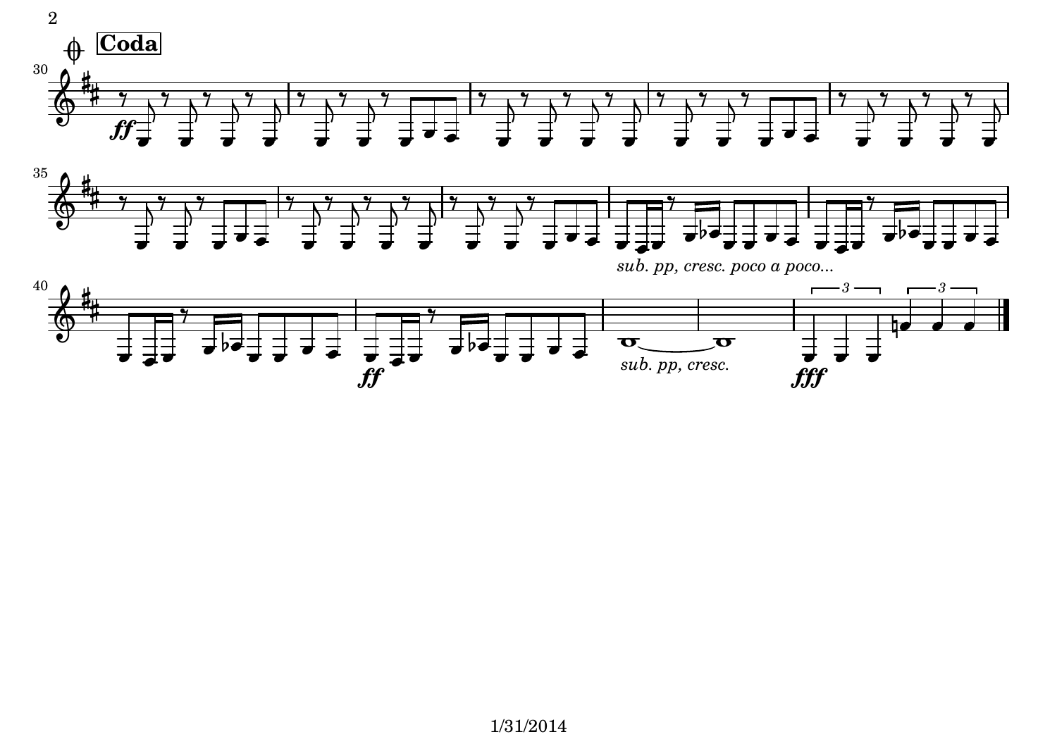Coda

*sub. pp, cresc. poco a poco...*

*sub. pp, cresc.*

1/31/2014